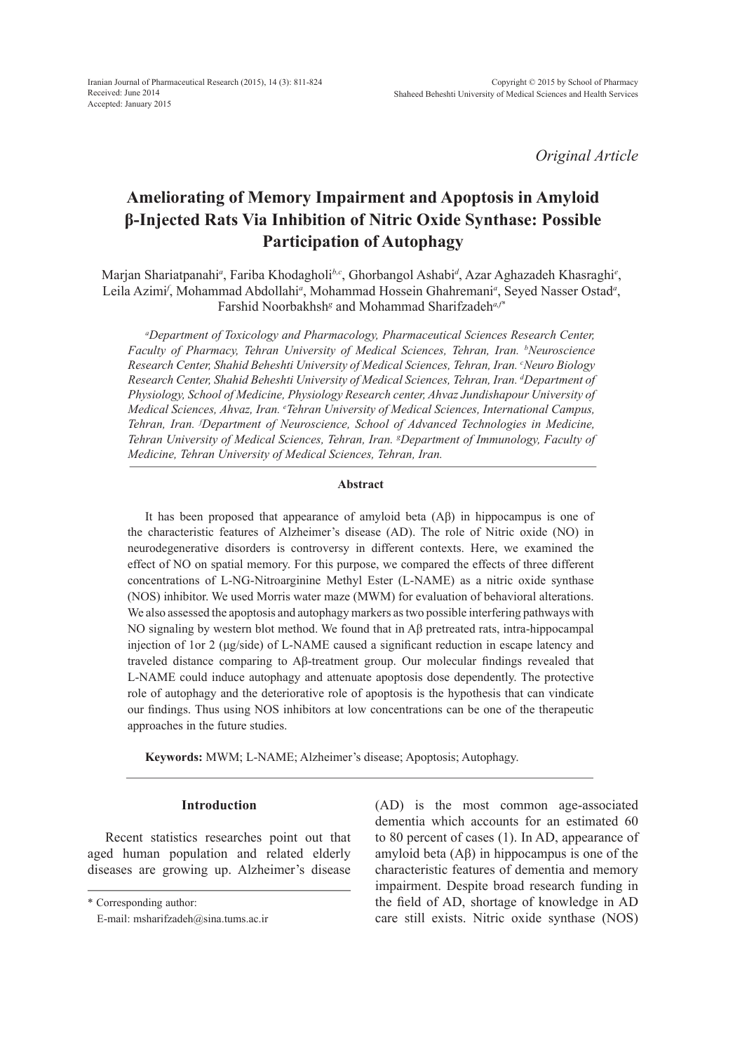*Original Article*

# Ameliorating of Memory Impairment and Apoptosis in Amyloid β-Injected Rats Via Inhibition of Nitric Oxide Synthase: Possible Participation of Autophagy

Marjan Shariatpanahi[a], Fariba Khodagholi[b,c], Ghorbangol Ashabi[d], Azar Aghazadeh Khasraghi[e], Leila Azimi[f], Mohammad Abdollahi[a], Mohammad Hossein Ghahremani[a], Seyed Nasser Ostad[a], Farshid Noorbakhsh[g] and Mohammad Sharifzadeh[a,f]*

*[a]Department of Toxicology and Pharmacology, Pharmaceutical Sciences Research Center, Faculty of Pharmacy, Tehran University of Medical Sciences, Tehran, Iran. [b]Neuroscience Research Center, Shahid Beheshti University of Medical Sciences, Tehran, Iran. [c]Neuro Biology Research Center, Shahid Beheshti University of Medical Sciences, Tehran, Iran. [d]Department of Physiology, School of Medicine, Physiology Research center, Ahvaz Jundishapour University of Medical Sciences, Ahvaz, Iran. [e]Tehran University of Medical Sciences, International Campus, Tehran, Iran. [f]Department of Neuroscience, School of Advanced Technologies in Medicine, Tehran University of Medical Sciences, Tehran, Iran. [g]Department of Immunology, Faculty of Medicine, Tehran University of Medical Sciences, Tehran, Iran.*

## Abstract

It has been proposed that appearance of amyloid beta (Aβ) in hippocampus is one of the characteristic features of Alzheimer's disease (AD). The role of Nitric oxide (NO) in neurodegenerative disorders is controversy in different contexts. Here, we examined the effect of NO on spatial memory. For this purpose, we compared the effects of three different concentrations of L-NG-Nitroarginine Methyl Ester (L-NAME) as a nitric oxide synthase (NOS) inhibitor. We used Morris water maze (MWM) for evaluation of behavioral alterations. We also assessed the apoptosis and autophagy markers as two possible interfering pathways with NO signaling by western blot method. We found that in Aβ pretreated rats, intra-hippocampal injection of 1or 2 (μg/side) of L-NAME caused a significant reduction in escape latency and traveled distance comparing to Aβ-treatment group. Our molecular findings revealed that L-NAME could induce autophagy and attenuate apoptosis dose dependently. The protective role of autophagy and the deteriorative role of apoptosis is the hypothesis that can vindicate our findings. Thus using NOS inhibitors at low concentrations can be one of the therapeutic approaches in the future studies.

**Keywords:** MWM; L-NAME; Alzheimer's disease; Apoptosis; Autophagy.

## Introduction

Recent statistics researches point out that aged human population and related elderly diseases are growing up. Alzheimer's disease (AD) is the most common age-associated dementia which accounts for an estimated 60 to 80 percent of cases (1). In AD, appearance of amyloid beta (Aβ) in hippocampus is one of the characteristic features of dementia and memory impairment. Despite broad research funding in the field of AD, shortage of knowledge in AD care still exists. Nitric oxide synthase (NOS)

\* Corresponding author:

E-mail: msharifzadeh@sina.tums.ac.ir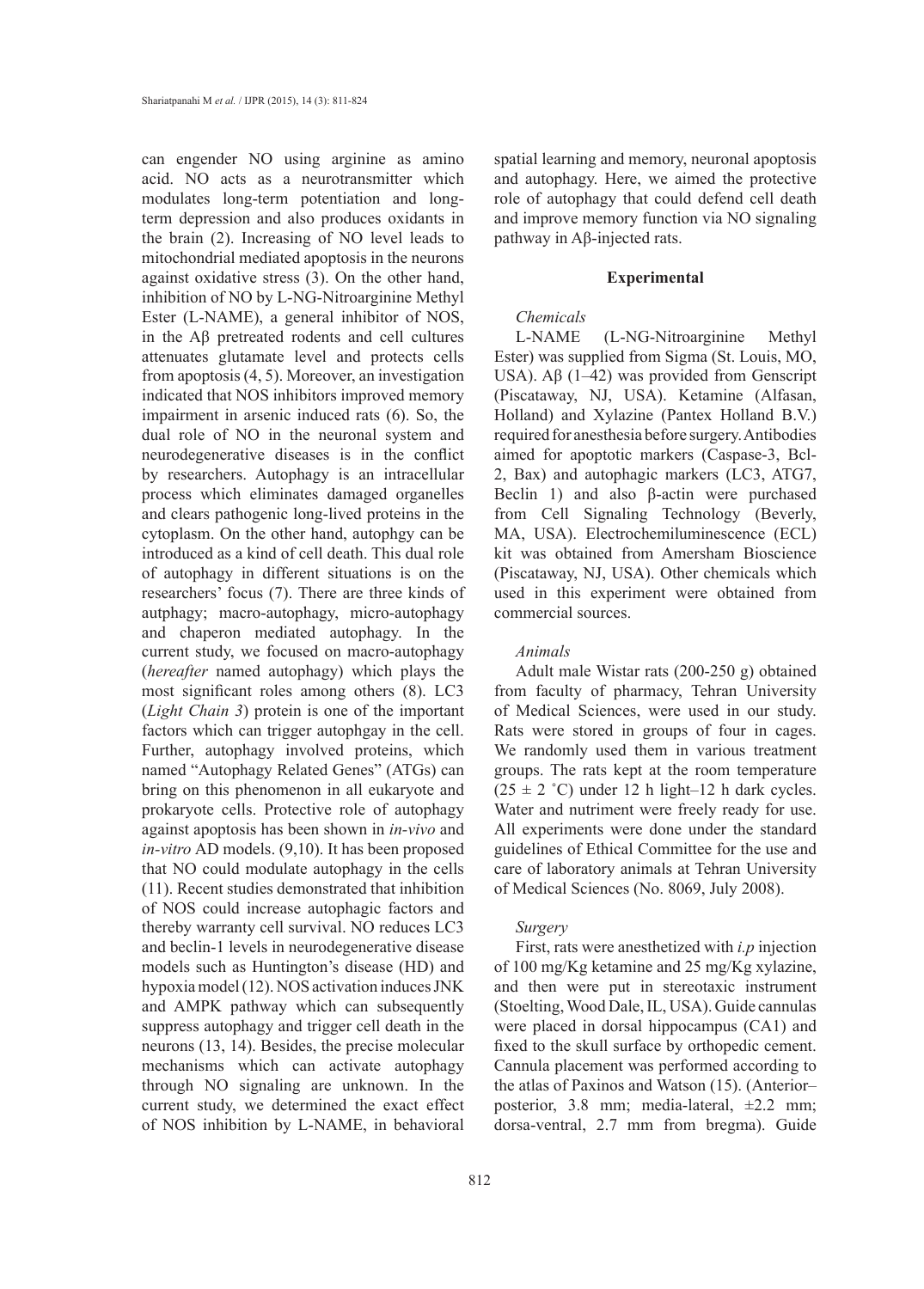can engender NO using arginine as amino acid. NO acts as a neurotransmitter which modulates long-term potentiation and long-term depression and also produces oxidants in the brain (2). Increasing of NO level leads to mitochondrial mediated apoptosis in the neurons against oxidative stress (3). On the other hand, inhibition of NO by L-NG-Nitroarginine Methyl Ester (L-NAME), a general inhibitor of NOS, in the Aβ pretreated rodents and cell cultures attenuates glutamate level and protects cells from apoptosis (4, 5). Moreover, an investigation indicated that NOS inhibitors improved memory impairment in arsenic induced rats (6). So, the dual role of NO in the neuronal system and neurodegenerative diseases is in the conflict by researchers. Autophagy is an intracellular process which eliminates damaged organelles and clears pathogenic long-lived proteins in the cytoplasm. On the other hand, autophgy can be introduced as a kind of cell death. This dual role of autophagy in different situations is on the researchers' focus (7). There are three kinds of autphagy; macro-autophagy, micro-autophagy and chaperon mediated autophagy. In the current study, we focused on macro-autophagy (*hereafter* named autophagy) which plays the most significant roles among others (8). LC3 (*Light Chain 3*) protein is one of the important factors which can trigger autophgay in the cell. Further, autophagy involved proteins, which named "Autophagy Related Genes" (ATGs) can bring on this phenomenon in all eukaryote and prokaryote cells. Protective role of autophagy against apoptosis has been shown in *in-vivo* and *in-vitro* AD models. (9,10). It has been proposed that NO could modulate autophagy in the cells (11). Recent studies demonstrated that inhibition of NOS could increase autophagic factors and thereby warranty cell survival. NO reduces LC3 and beclin-1 levels in neurodegenerative disease models such as Huntington's disease (HD) and hypoxia model (12). NOS activation induces JNK and AMPK pathway which can subsequently suppress autophagy and trigger cell death in the neurons (13, 14). Besides, the precise molecular mechanisms which can activate autophagy through NO signaling are unknown. In the current study, we determined the exact effect of NOS inhibition by L-NAME, in behavioral spatial learning and memory, neuronal apoptosis and autophagy. Here, we aimed the protective role of autophagy that could defend cell death and improve memory function via NO signaling pathway in Aβ-injected rats.

## Experimental

### *Chemicals*

L-NAME (L-NG-Nitroarginine Methyl Ester) was supplied from Sigma (St. Louis, MO, USA). Aβ (1–42) was provided from Genscript (Piscataway, NJ, USA). Ketamine (Alfasan, Holland) and Xylazine (Pantex Holland B.V.) required for anesthesia before surgery. Antibodies aimed for apoptotic markers (Caspase-3, Bcl-2, Bax) and autophagic markers (LC3, ATG7, Beclin 1) and also β-actin were purchased from Cell Signaling Technology (Beverly, MA, USA). Electrochemiluminescence (ECL) kit was obtained from Amersham Bioscience (Piscataway, NJ, USA). Other chemicals which used in this experiment were obtained from commercial sources.

### *Animals*

Adult male Wistar rats (200-250 g) obtained from faculty of pharmacy, Tehran University of Medical Sciences, were used in our study. Rats were stored in groups of four in cages. We randomly used them in various treatment groups. The rats kept at the room temperature ($25 \pm 2$ ˚C) under 12 h light–12 h dark cycles. Water and nutriment were freely ready for use. All experiments were done under the standard guidelines of Ethical Committee for the use and care of laboratory animals at Tehran University of Medical Sciences (No. 8069, July 2008).

### *Surgery*

First, rats were anesthetized with *i.p* injection of 100 mg/Kg ketamine and 25 mg/Kg xylazine, and then were put in stereotaxic instrument (Stoelting, Wood Dale, IL, USA). Guide cannulas were placed in dorsal hippocampus (CA1) and fixed to the skull surface by orthopedic cement. Cannula placement was performed according to the atlas of Paxinos and Watson (15). (Anterior–posterior, 3.8 mm; media-lateral, ±2.2 mm; dorsa-ventral, 2.7 mm from bregma). Guide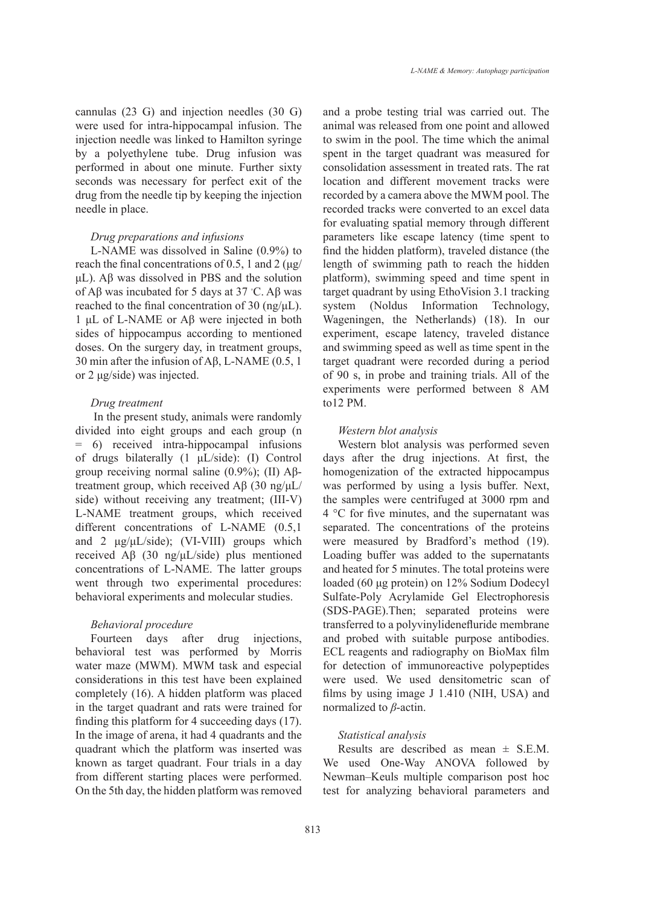cannulas (23 G) and injection needles (30 G) were used for intra-hippocampal infusion. The injection needle was linked to Hamilton syringe by a polyethylene tube. Drug infusion was performed in about one minute. Further sixty seconds was necessary for perfect exit of the drug from the needle tip by keeping the injection needle in place.

### *Drug preparations and infusions*

L-NAME was dissolved in Saline (0.9%) to reach the final concentrations of 0.5, 1 and 2 (μg/μL). Aβ was dissolved in PBS and the solution of Aβ was incubated for 5 days at 37 °C. Aβ was reached to the final concentration of 30 (ng/μL). 1 μL of L-NAME or Aβ were injected in both sides of hippocampus according to mentioned doses. On the surgery day, in treatment groups, 30 min after the infusion of Aβ, L-NAME (0.5, 1 or 2 μg/side) was injected.

### *Drug treatment*

In the present study, animals were randomly divided into eight groups and each group (n = 6) received intra-hippocampal infusions of drugs bilaterally (1 μL/side): (I) Control group receiving normal saline (0.9%); (II) Aβ-treatment group, which received Aβ (30 ng/μL/side) without receiving any treatment; (III-V) L-NAME treatment groups, which received different concentrations of L-NAME (0.5,1 and 2 μg/μL/side); (VI-VIII) groups which received Aβ (30 ng/μL/side) plus mentioned concentrations of L-NAME. The latter groups went through two experimental procedures: behavioral experiments and molecular studies.

### *Behavioral procedure*

Fourteen days after drug injections, behavioral test was performed by Morris water maze (MWM). MWM task and especial considerations in this test have been explained completely (16). A hidden platform was placed in the target quadrant and rats were trained for finding this platform for 4 succeeding days (17). In the image of arena, it had 4 quadrants and the quadrant which the platform was inserted was known as target quadrant. Four trials in a day from different starting places were performed. On the 5th day, the hidden platform was removed and a probe testing trial was carried out. The animal was released from one point and allowed to swim in the pool. The time which the animal spent in the target quadrant was measured for consolidation assessment in treated rats. The rat location and different movement tracks were recorded by a camera above the MWM pool. The recorded tracks were converted to an excel data for evaluating spatial memory through different parameters like escape latency (time spent to find the hidden platform), traveled distance (the length of swimming path to reach the hidden platform), swimming speed and time spent in target quadrant by using EthoVision 3.1 tracking system (Noldus Information Technology, Wageningen, the Netherlands) (18). In our experiment, escape latency, traveled distance and swimming speed as well as time spent in the target quadrant were recorded during a period of 90 s, in probe and training trials. All of the experiments were performed between 8 AM to12 PM.

### *Western blot analysis*

Western blot analysis was performed seven days after the drug injections. At first, the homogenization of the extracted hippocampus was performed by using a lysis buffer. Next, the samples were centrifuged at 3000 rpm and 4 °C for five minutes, and the supernatant was separated. The concentrations of the proteins were measured by Bradford's method (19). Loading buffer was added to the supernatants and heated for 5 minutes. The total proteins were loaded (60 μg protein) on 12% Sodium Dodecyl Sulfate-Poly Acrylamide Gel Electrophoresis (SDS-PAGE).Then; separated proteins were transferred to a polyvinylidenefluride membrane and probed with suitable purpose antibodies. ECL reagents and radiography on BioMax film for detection of immunoreactive polypeptides were used. We used densitometric scan of films by using image J 1.410 (NIH, USA) and normalized to *β*-actin.

### *Statistical analysis*

Results are described as mean ± S.E.M. We used One-Way ANOVA followed by Newman–Keuls multiple comparison post hoc test for analyzing behavioral parameters and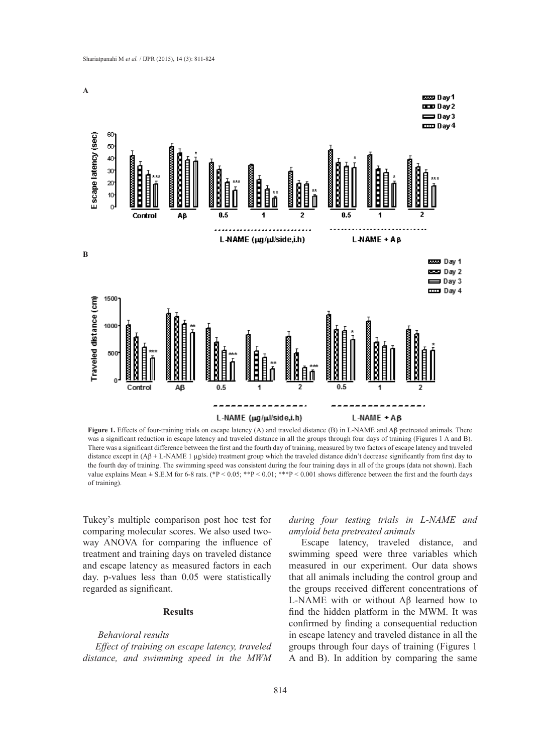**Figure 1.** Effects of four-training trials on escape latency (A) and traveled distance (B) in L-NAME and Aβ pretreated animals. There was a significant reduction in escape latency and traveled distance in all the groups through four days of training (Figures 1 A and B). There was a significant difference between the first and the fourth day of training, measured by two factors of escape latency and traveled distance except in (Aβ + L-NAME 1 μg/side) treatment group which the traveled distance didn't decrease significantly from first day to the fourth day of training. The swimming speed was consistent during the four training days in all of the groups (data not shown). Each value explains Mean ± S.E.M for 6-8 rats. (*P < 0.05; **P < 0.01; ***P < 0.001 shows difference between the first and the fourth days of training).

Tukey's multiple comparison post hoc test for comparing molecular scores. We also used two-way ANOVA for comparing the influence of treatment and training days on traveled distance and escape latency as measured factors in each day. p-values less than 0.05 were statistically regarded as significant.

## Results

### *Behavioral results*

#### *Effect of training on escape latency, traveled distance, and swimming speed in the MWM during four testing trials in L-NAME and amyloid beta pretreated animals*

Escape latency, traveled distance, and swimming speed were three variables which measured in our experiment. Our data shows that all animals including the control group and the groups received different concentrations of L-NAME with or without Aβ learned how to find the hidden platform in the MWM. It was confirmed by finding a consequential reduction in escape latency and traveled distance in all the groups through four days of training (Figures 1 A and B). In addition by comparing the same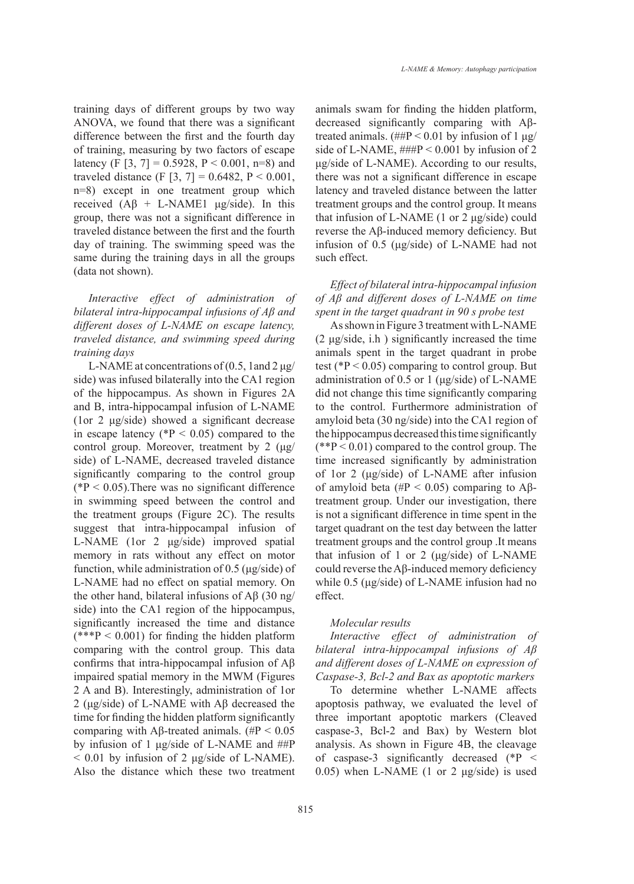training days of different groups by two way ANOVA, we found that there was a significant difference between the first and the fourth day of training, measuring by two factors of escape latency ($F [3, 7] = 0.5928$, $P < 0.001$, n=8) and traveled distance ($F [3, 7] = 0.6482$, $P < 0.001$, n=8) except in one treatment group which received (Aβ + L-NAME1 µg/side). In this group, there was not a significant difference in traveled distance between the first and the fourth day of training. The swimming speed was the same during the training days in all the groups (data not shown).

*Interactive effect of administration of bilateral intra-hippocampal infusions of Aβ and different doses of L-NAME on escape latency, traveled distance, and swimming speed during training days*

L-NAME at concentrations of (0.5, 1and 2 µg/side) was infused bilaterally into the CA1 region of the hippocampus. As shown in Figures 2A and B, intra-hippocampal infusion of L-NAME (1or 2 µg/side) showed a significant decrease in escape latency (*$P < 0.05$) compared to the control group. Moreover, treatment by 2 (µg/side) of L-NAME, decreased traveled distance significantly comparing to the control group (*$P < 0.05$).There was no significant difference in swimming speed between the control and the treatment groups (Figure 2C). The results suggest that intra-hippocampal infusion of L-NAME (1or 2 µg/side) improved spatial memory in rats without any effect on motor function, while administration of 0.5 (µg/side) of L-NAME had no effect on spatial memory. On the other hand, bilateral infusions of Aβ (30 ng/side) into the CA1 region of the hippocampus, significantly increased the time and distance (***$P < 0.001$) for finding the hidden platform comparing with the control group. This data confirms that intra-hippocampal infusion of Aβ impaired spatial memory in the MWM (Figures 2 A and B). Interestingly, administration of 1or 2 (µg/side) of L-NAME with Aβ decreased the time for finding the hidden platform significantly comparing with Aβ-treated animals. (#$P < 0.05$ by infusion of 1 µg/side of L-NAME and ##$P < 0.01$ by infusion of 2 µg/side of L-NAME). Also the distance which these two treatment animals swam for finding the hidden platform, decreased significantly comparing with Aβ-treated animals. (##$P < 0.01$ by infusion of 1 µg/side of L-NAME, ###$P < 0.001$ by infusion of 2 µg/side of L-NAME). According to our results, there was not a significant difference in escape latency and traveled distance between the latter treatment groups and the control group. It means that infusion of L-NAME (1 or 2 µg/side) could reverse the Aβ-induced memory deficiency. But infusion of 0.5 (µg/side) of L-NAME had not such effect.

*Effect of bilateral intra-hippocampal infusion of Aβ and different doses of L-NAME on time spent in the target quadrant in 90 s probe test*

As shown in Figure 3 treatment with L-NAME (2 µg/side, i.h ) significantly increased the time animals spent in the target quadrant in probe test (*$P < 0.05$) comparing to control group. But administration of 0.5 or 1 (µg/side) of L-NAME did not change this time significantly comparing to the control. Furthermore administration of amyloid beta (30 ng/side) into the CA1 region of the hippocampus decreased this time significantly (**$P < 0.01$) compared to the control group. The time increased significantly by administration of 1or 2 (µg/side) of L-NAME after infusion of amyloid beta (#$P < 0.05$) comparing to Aβ-treatment group. Under our investigation, there is not a significant difference in time spent in the target quadrant on the test day between the latter treatment groups and the control group .It means that infusion of 1 or 2 (µg/side) of L-NAME could reverse the Aβ-induced memory deficiency while 0.5 (µg/side) of L-NAME infusion had no effect.

*Molecular results*

*Interactive effect of administration of bilateral intra-hippocampal infusions of Aβ and different doses of L-NAME on expression of Caspase-3, Bcl-2 and Bax as apoptotic markers*

To determine whether L-NAME affects apoptosis pathway, we evaluated the level of three important apoptotic markers (Cleaved caspase-3, Bcl-2 and Bax) by Western blot analysis. As shown in Figure 4B, the cleavage of caspase-3 significantly decreased (*$P < 0.05$) when L-NAME (1 or 2 µg/side) is used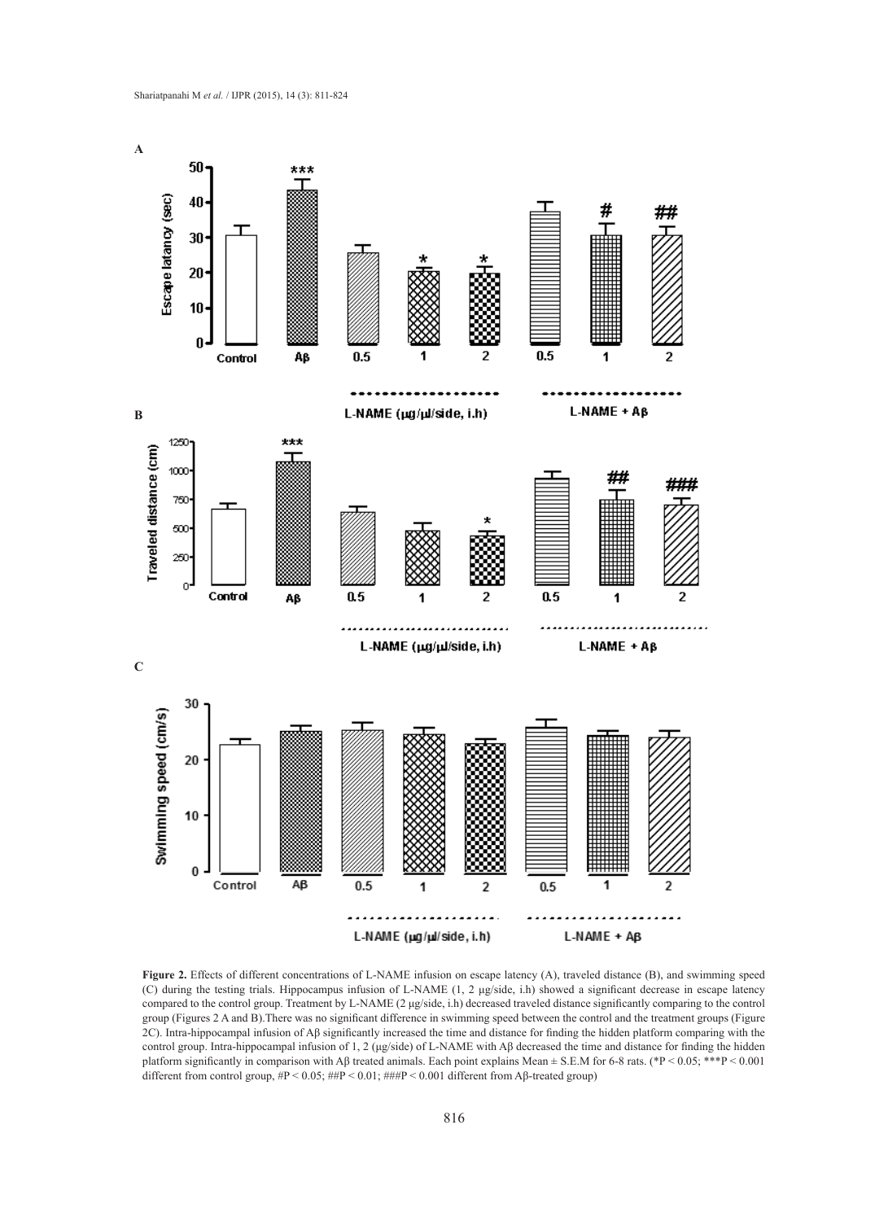**Figure 2.** Effects of different concentrations of L-NAME infusion on escape latency (A), traveled distance (B), and swimming speed (C) during the testing trials. Hippocampus infusion of L-NAME (1, 2 μg/side, i.h) showed a significant decrease in escape latency compared to the control group. Treatment by L-NAME (2 μg/side, i.h) decreased traveled distance significantly comparing to the control group (Figures 2 A and B).There was no significant difference in swimming speed between the control and the treatment groups (Figure 2C). Intra-hippocampal infusion of Aβ significantly increased the time and distance for finding the hidden platform comparing with the control group. Intra-hippocampal infusion of 1, 2 (μg/side) of L-NAME with Aβ decreased the time and distance for finding the hidden platform significantly in comparison with Aβ treated animals. Each point explains Mean ± S.E.M for 6-8 rats. (*P < 0.05; ***P < 0.001 different from control group, #P < 0.05; ##P < 0.01; ###P < 0.001 different from Aβ-treated group)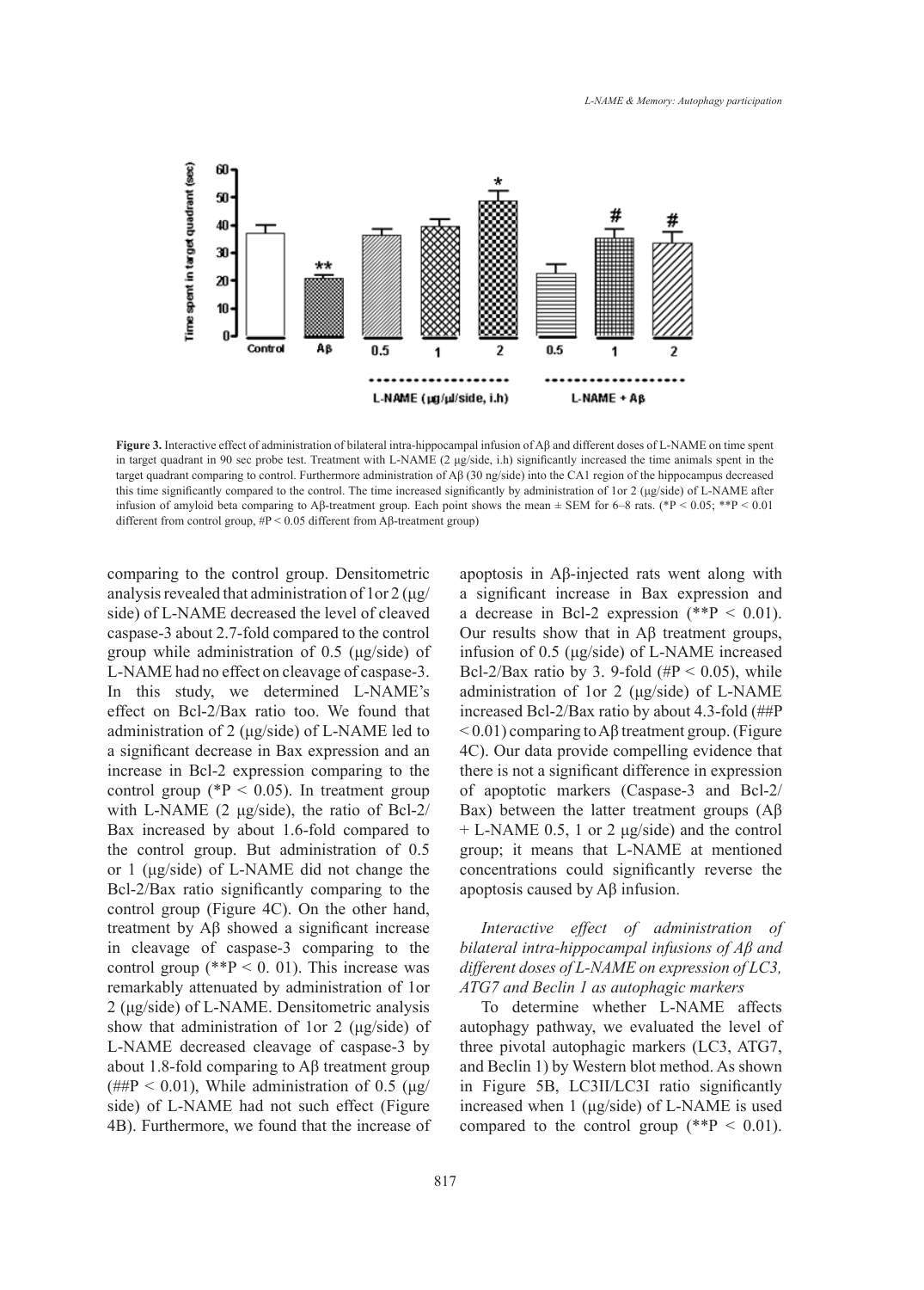**Figure 3.** Interactive effect of administration of bilateral intra-hippocampal infusion of Aβ and different doses of L-NAME on time spent in target quadrant in 90 sec probe test. Treatment with L-NAME (2 μg/side, i.h) significantly increased the time animals spent in the target quadrant comparing to control. Furthermore administration of Aβ (30 ng/side) into the CA1 region of the hippocampus decreased this time significantly compared to the control. The time increased significantly by administration of 1or 2 (μg/side) of L-NAME after infusion of amyloid beta comparing to Aβ-treatment group. Each point shows the mean ± SEM for 6–8 rats. (*P < 0.05; **P < 0.01 different from control group, #P < 0.05 different from Aβ-treatment group)

comparing to the control group. Densitometric analysis revealed that administration of 1or 2 (μg/side) of L-NAME decreased the level of cleaved caspase-3 about 2.7-fold compared to the control group while administration of 0.5 (μg/side) of L-NAME had no effect on cleavage of caspase-3. In this study, we determined L-NAME's effect on Bcl-2/Bax ratio too. We found that administration of 2 (μg/side) of L-NAME led to a significant decrease in Bax expression and an increase in Bcl-2 expression comparing to the control group (*P < 0.05). In treatment group with L-NAME (2 μg/side), the ratio of Bcl-2/Bax increased by about 1.6-fold compared to the control group. But administration of 0.5 or 1 (μg/side) of L-NAME did not change the Bcl-2/Bax ratio significantly comparing to the control group (Figure 4C). On the other hand, treatment by Aβ showed a significant increase in cleavage of caspase-3 comparing to the control group (**P < 0. 01). This increase was remarkably attenuated by administration of 1or 2 (μg/side) of L-NAME. Densitometric analysis show that administration of 1or 2 (μg/side) of L-NAME decreased cleavage of caspase-3 by about 1.8-fold comparing to Aβ treatment group (##P < 0.01), While administration of 0.5 (μg/side) of L-NAME had not such effect (Figure 4B). Furthermore, we found that the increase of apoptosis in Aβ-injected rats went along with a significant increase in Bax expression and a decrease in Bcl-2 expression (**P < 0.01). Our results show that in Aβ treatment groups, infusion of 0.5 (μg/side) of L-NAME increased Bcl-2/Bax ratio by 3. 9-fold (#P < 0.05), while administration of 1or 2 (μg/side) of L-NAME increased Bcl-2/Bax ratio by about 4.3-fold (##P < 0.01) comparing to Aβ treatment group. (Figure 4C). Our data provide compelling evidence that there is not a significant difference in expression of apoptotic markers (Caspase-3 and Bcl-2/Bax) between the latter treatment groups (Aβ + L-NAME 0.5, 1 or 2 μg/side) and the control group; it means that L-NAME at mentioned concentrations could significantly reverse the apoptosis caused by Aβ infusion.

*Interactive effect of administration of bilateral intra-hippocampal infusions of Aβ and different doses of L-NAME on expression of LC3, ATG7 and Beclin 1 as autophagic markers*

To determine whether L-NAME affects autophagy pathway, we evaluated the level of three pivotal autophagic markers (LC3, ATG7, and Beclin 1) by Western blot method. As shown in Figure 5B, LC3II/LC3I ratio significantly increased when 1 (μg/side) of L-NAME is used compared to the control group (**P < 0.01).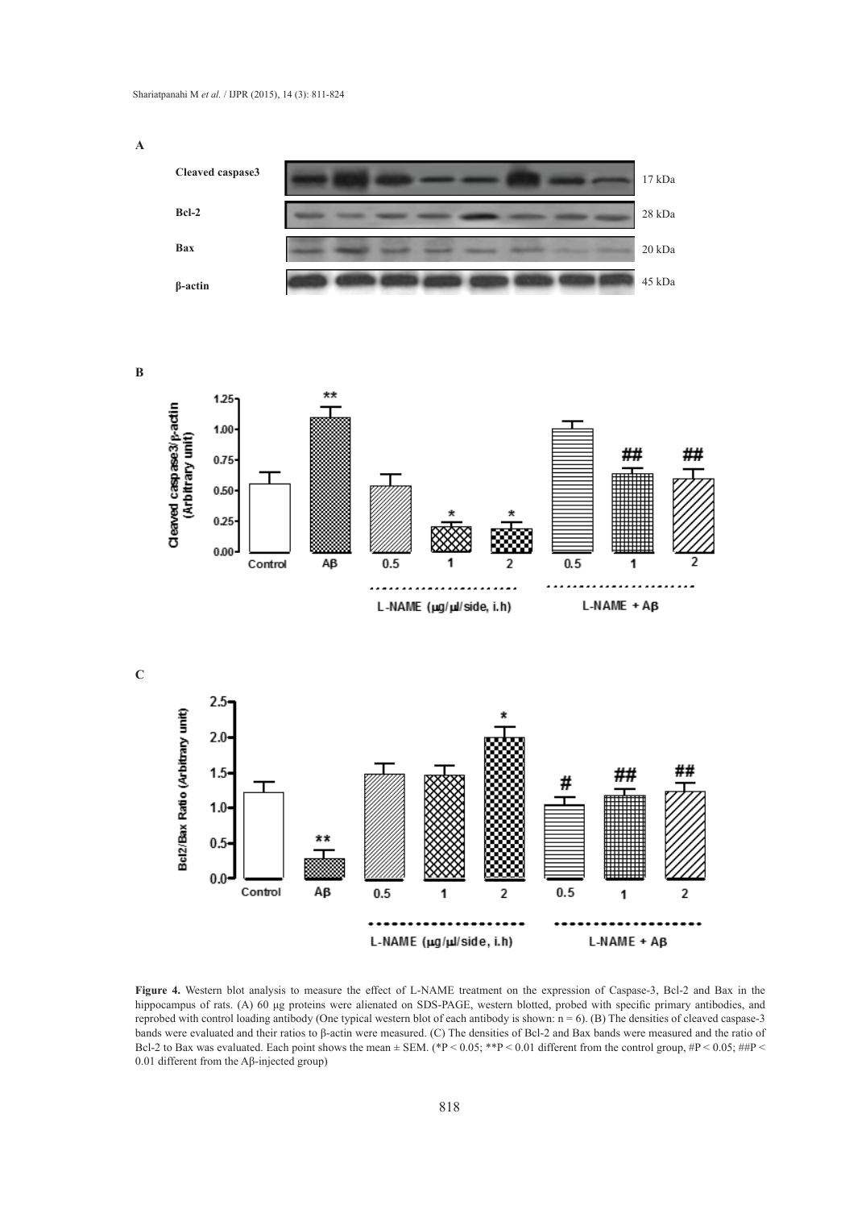**Figure 4.** Western blot analysis to measure the effect of L-NAME treatment on the expression of Caspase-3, Bcl-2 and Bax in the hippocampus of rats. (A) 60 μg proteins were alienated on SDS-PAGE, western blotted, probed with specific primary antibodies, and reprobed with control loading antibody (One typical western blot of each antibody is shown: n = 6). (B) The densities of cleaved caspase-3 bands were evaluated and their ratios to β-actin were measured. (C) The densities of Bcl-2 and Bax bands were measured and the ratio of Bcl-2 to Bax was evaluated. Each point shows the mean ± SEM. (*P < 0.05; **P < 0.01 different from the control group, #P < 0.05; ##P < 0.01 different from the Aβ-injected group)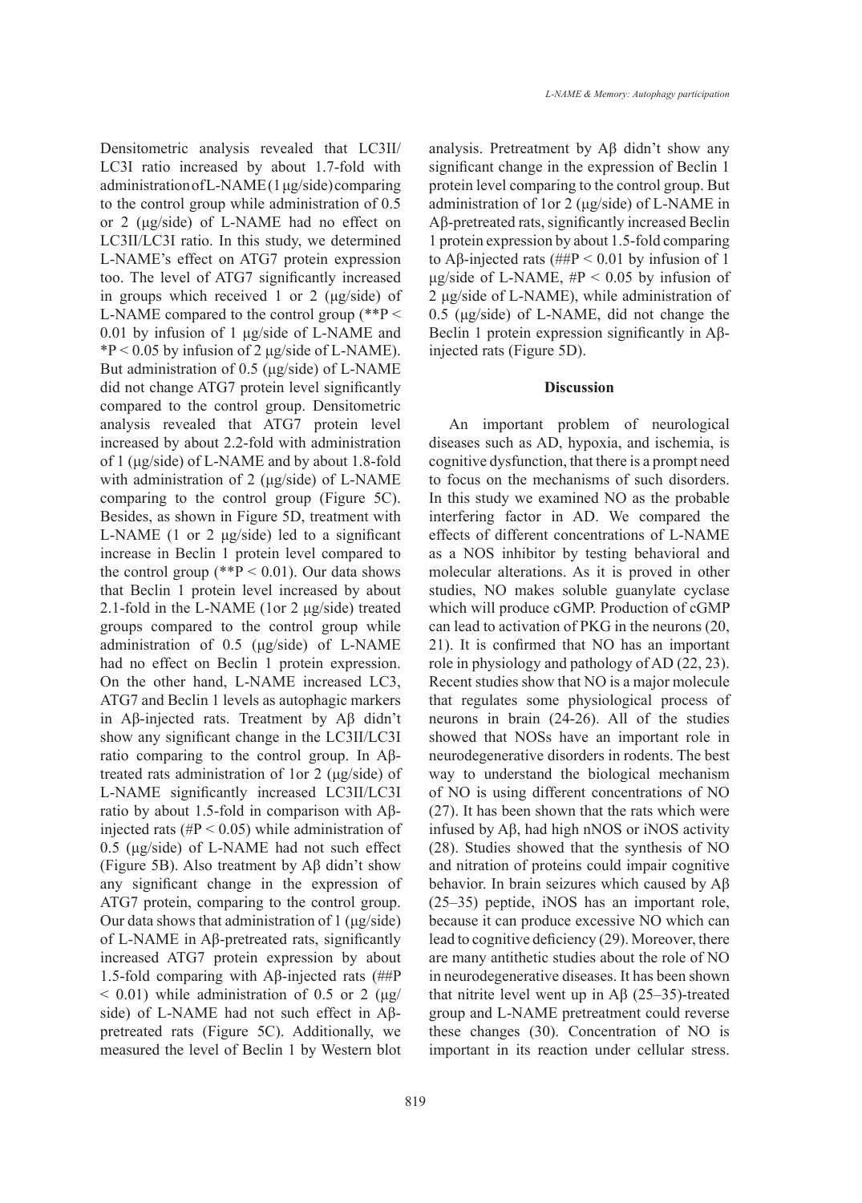Densitometric analysis revealed that LC3II/LC3I ratio increased by about 1.7-fold with administration of L-NAME (1 μg/side) comparing to the control group while administration of 0.5 or 2 (μg/side) of L-NAME had no effect on LC3II/LC3I ratio. In this study, we determined L-NAME's effect on ATG7 protein expression too. The level of ATG7 significantly increased in groups which received 1 or 2 (μg/side) of L-NAME compared to the control group (**P < 0.01 by infusion of 1 μg/side of L-NAME and *P < 0.05 by infusion of 2 μg/side of L-NAME). But administration of 0.5 (μg/side) of L-NAME did not change ATG7 protein level significantly compared to the control group. Densitometric analysis revealed that ATG7 protein level increased by about 2.2-fold with administration of 1 (μg/side) of L-NAME and by about 1.8-fold with administration of 2 (μg/side) of L-NAME comparing to the control group (Figure 5C). Besides, as shown in Figure 5D, treatment with L-NAME (1 or 2 μg/side) led to a significant increase in Beclin 1 protein level compared to the control group (**P < 0.01). Our data shows that Beclin 1 protein level increased by about 2.1-fold in the L-NAME (1or 2 μg/side) treated groups compared to the control group while administration of 0.5 (μg/side) of L-NAME had no effect on Beclin 1 protein expression. On the other hand, L-NAME increased LC3, ATG7 and Beclin 1 levels as autophagic markers in Aβ-injected rats. Treatment by Aβ didn't show any significant change in the LC3II/LC3I ratio comparing to the control group. In Aβ-treated rats administration of 1or 2 (μg/side) of L-NAME significantly increased LC3II/LC3I ratio by about 1.5-fold in comparison with Aβ-injected rats (#P < 0.05) while administration of 0.5 (μg/side) of L-NAME had not such effect (Figure 5B). Also treatment by Aβ didn't show any significant change in the expression of ATG7 protein, comparing to the control group. Our data shows that administration of 1 (μg/side) of L-NAME in Aβ-pretreated rats, significantly increased ATG7 protein expression by about 1.5-fold comparing with Aβ-injected rats (##P < 0.01) while administration of 0.5 or 2 (μg/side) of L-NAME had not such effect in Aβ-pretreated rats (Figure 5C). Additionally, we measured the level of Beclin 1 by Western blot analysis. Pretreatment by Aβ didn't show any significant change in the expression of Beclin 1 protein level comparing to the control group. But administration of 1or 2 (μg/side) of L-NAME in Aβ-pretreated rats, significantly increased Beclin 1 protein expression by about 1.5-fold comparing to Aβ-injected rats (##P < 0.01 by infusion of 1 μg/side of L-NAME, #P < 0.05 by infusion of 2 μg/side of L-NAME), while administration of 0.5 (μg/side) of L-NAME, did not change the Beclin 1 protein expression significantly in Aβ-injected rats (Figure 5D).

## Discussion

An important problem of neurological diseases such as AD, hypoxia, and ischemia, is cognitive dysfunction, that there is a prompt need to focus on the mechanisms of such disorders. In this study we examined NO as the probable interfering factor in AD. We compared the effects of different concentrations of L-NAME as a NOS inhibitor by testing behavioral and molecular alterations. As it is proved in other studies, NO makes soluble guanylate cyclase which will produce cGMP. Production of cGMP can lead to activation of PKG in the neurons (20, 21). It is confirmed that NO has an important role in physiology and pathology of AD (22, 23). Recent studies show that NO is a major molecule that regulates some physiological process of neurons in brain (24-26). All of the studies showed that NOSs have an important role in neurodegenerative disorders in rodents. The best way to understand the biological mechanism of NO is using different concentrations of NO (27). It has been shown that the rats which were infused by Aβ, had high nNOS or iNOS activity (28). Studies showed that the synthesis of NO and nitration of proteins could impair cognitive behavior. In brain seizures which caused by Aβ (25–35) peptide, iNOS has an important role, because it can produce excessive NO which can lead to cognitive deficiency (29). Moreover, there are many antithetic studies about the role of NO in neurodegenerative diseases. It has been shown that nitrite level went up in Aβ (25–35)-treated group and L-NAME pretreatment could reverse these changes (30). Concentration of NO is important in its reaction under cellular stress.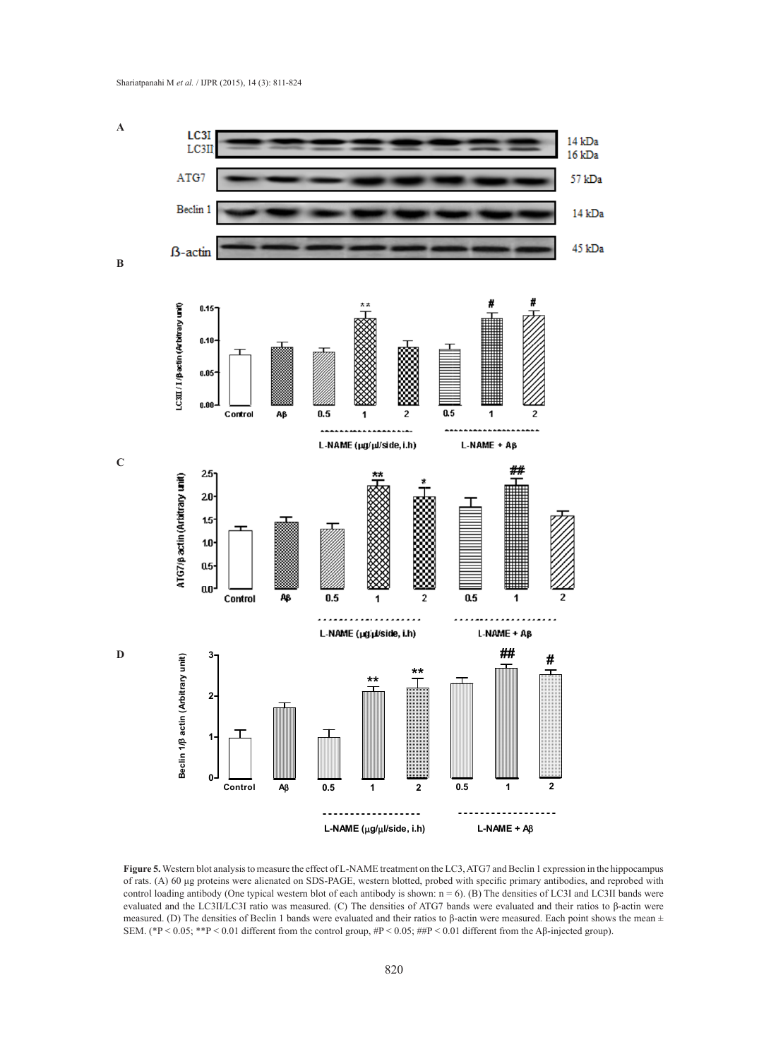**Figure 5.** Western blot analysis to measure the effect of L-NAME treatment on the LC3, ATG7 and Beclin 1 expression in the hippocampus of rats. (A) 60 µg proteins were alienated on SDS-PAGE, western blotted, probed with specific primary antibodies, and reprobed with control loading antibody (One typical western blot of each antibody is shown: n = 6). (B) The densities of LC3I and LC3II bands were evaluated and the LC3II/LC3I ratio was measured. (C) The densities of ATG7 bands were evaluated and their ratios to β-actin were measured. (D) The densities of Beclin 1 bands were evaluated and their ratios to β-actin were measured. Each point shows the mean ± SEM. (*P < 0.05; **P < 0.01 different from the control group, #P < 0.05; ##P < 0.01 different from the Aβ-injected group).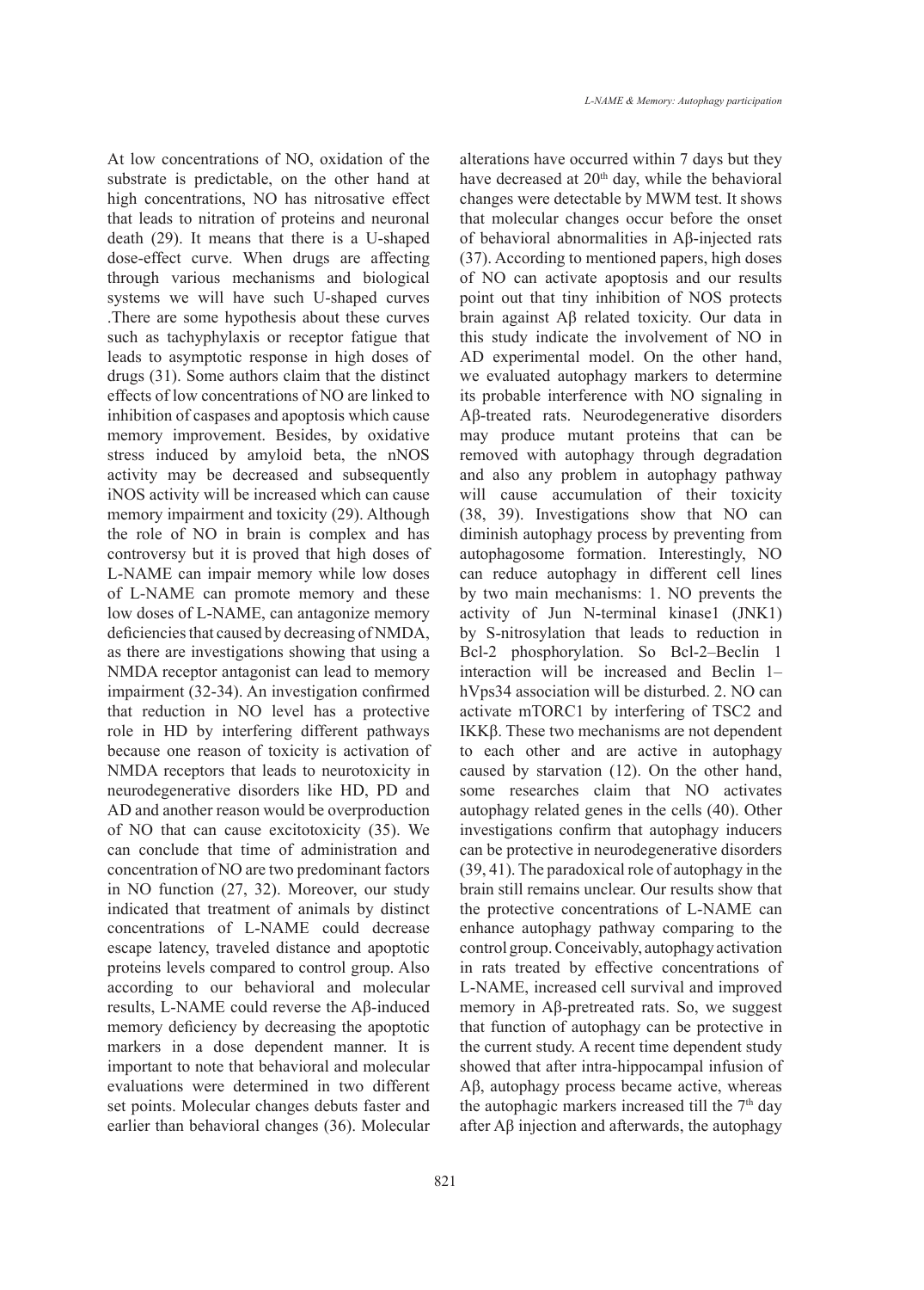At low concentrations of NO, oxidation of the substrate is predictable, on the other hand at high concentrations, NO has nitrosative effect that leads to nitration of proteins and neuronal death (29). It means that there is a U-shaped dose-effect curve. When drugs are affecting through various mechanisms and biological systems we will have such U-shaped curves .There are some hypothesis about these curves such as tachyphylaxis or receptor fatigue that leads to asymptotic response in high doses of drugs (31). Some authors claim that the distinct effects of low concentrations of NO are linked to inhibition of caspases and apoptosis which cause memory improvement. Besides, by oxidative stress induced by amyloid beta, the nNOS activity may be decreased and subsequently iNOS activity will be increased which can cause memory impairment and toxicity (29). Although the role of NO in brain is complex and has controversy but it is proved that high doses of L-NAME can impair memory while low doses of L-NAME can promote memory and these low doses of L-NAME, can antagonize memory deficiencies that caused by decreasing of NMDA, as there are investigations showing that using a NMDA receptor antagonist can lead to memory impairment (32-34). An investigation confirmed that reduction in NO level has a protective role in HD by interfering different pathways because one reason of toxicity is activation of NMDA receptors that leads to neurotoxicity in neurodegenerative disorders like HD, PD and AD and another reason would be overproduction of NO that can cause excitotoxicity (35). We can conclude that time of administration and concentration of NO are two predominant factors in NO function (27, 32). Moreover, our study indicated that treatment of animals by distinct concentrations of L-NAME could decrease escape latency, traveled distance and apoptotic proteins levels compared to control group. Also according to our behavioral and molecular results, L-NAME could reverse the Aβ-induced memory deficiency by decreasing the apoptotic markers in a dose dependent manner. It is important to note that behavioral and molecular evaluations were determined in two different set points. Molecular changes debuts faster and earlier than behavioral changes (36). Molecular alterations have occurred within 7 days but they have decreased at 20th day, while the behavioral changes were detectable by MWM test. It shows that molecular changes occur before the onset of behavioral abnormalities in Aβ-injected rats (37). According to mentioned papers, high doses of NO can activate apoptosis and our results point out that tiny inhibition of NOS protects brain against Aβ related toxicity. Our data in this study indicate the involvement of NO in AD experimental model. On the other hand, we evaluated autophagy markers to determine its probable interference with NO signaling in Aβ-treated rats. Neurodegenerative disorders may produce mutant proteins that can be removed with autophagy through degradation and also any problem in autophagy pathway will cause accumulation of their toxicity (38, 39). Investigations show that NO can diminish autophagy process by preventing from autophagosome formation. Interestingly, NO can reduce autophagy in different cell lines by two main mechanisms: 1. NO prevents the activity of Jun N-terminal kinase1 (JNK1) by S-nitrosylation that leads to reduction in Bcl-2 phosphorylation. So Bcl-2–Beclin 1 interaction will be increased and Beclin 1–hVps34 association will be disturbed. 2. NO can activate mTORC1 by interfering of TSC2 and IKKβ. These two mechanisms are not dependent to each other and are active in autophagy caused by starvation (12). On the other hand, some researches claim that NO activates autophagy related genes in the cells (40). Other investigations confirm that autophagy inducers can be protective in neurodegenerative disorders (39, 41). The paradoxical role of autophagy in the brain still remains unclear. Our results show that the protective concentrations of L-NAME can enhance autophagy pathway comparing to the control group. Conceivably, autophagy activation in rats treated by effective concentrations of L-NAME, increased cell survival and improved memory in Aβ-pretreated rats. So, we suggest that function of autophagy can be protective in the current study. A recent time dependent study showed that after intra-hippocampal infusion of Aβ, autophagy process became active, whereas the autophagic markers increased till the 7th day after Aβ injection and afterwards, the autophagy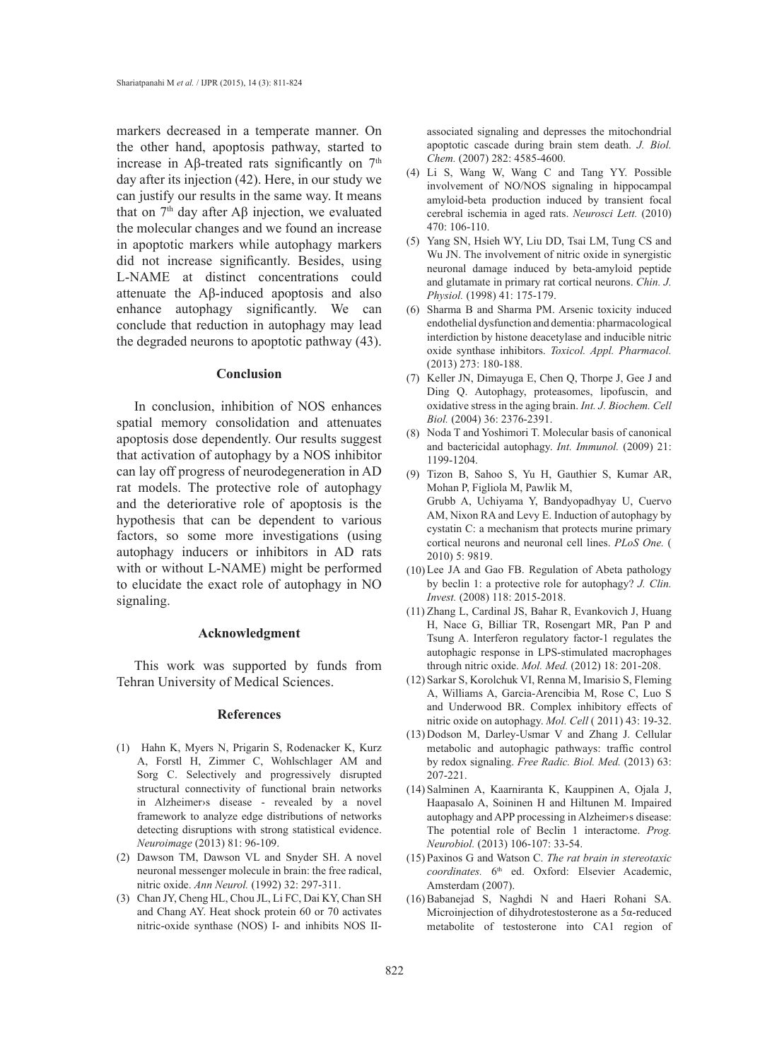markers decreased in a temperate manner. On the other hand, apoptosis pathway, started to increase in Aβ-treated rats significantly on 7th day after its injection (42). Here, in our study we can justify our results in the same way. It means that on 7th day after Aβ injection, we evaluated the molecular changes and we found an increase in apoptotic markers while autophagy markers did not increase significantly. Besides, using L-NAME at distinct concentrations could attenuate the Aβ-induced apoptosis and also enhance autophagy significantly. We can conclude that reduction in autophagy may lead the degraded neurons to apoptotic pathway (43).

## Conclusion

In conclusion, inhibition of NOS enhances spatial memory consolidation and attenuates apoptosis dose dependently. Our results suggest that activation of autophagy by a NOS inhibitor can lay off progress of neurodegeneration in AD rat models. The protective role of autophagy and the deteriorative role of apoptosis is the hypothesis that can be dependent to various factors, so some more investigations (using autophagy inducers or inhibitors in AD rats with or without L-NAME) might be performed to elucidate the exact role of autophagy in NO signaling.

## Acknowledgment

This work was supported by funds from Tehran University of Medical Sciences.

## References

(1) Hahn K, Myers N, Prigarin S, Rodenacker K, Kurz A, Forstl H, Zimmer C, Wohlschlager AM and Sorg C. Selectively and progressively disrupted structural connectivity of functional brain networks in Alzheimer›s disease - revealed by a novel framework to analyze edge distributions of networks detecting disruptions with strong statistical evidence. *Neuroimage* (2013) 81: 96-109.

(2) Dawson TM, Dawson VL and Snyder SH. A novel neuronal messenger molecule in brain: the free radical, nitric oxide. *Ann Neurol.* (1992) 32: 297-311.

(3) Chan JY, Cheng HL, Chou JL, Li FC, Dai KY, Chan SH and Chang AY. Heat shock protein 60 or 70 activates nitric-oxide synthase (NOS) I- and inhibits NOS II-associated signaling and depresses the mitochondrial apoptotic cascade during brain stem death. *J. Biol. Chem.* (2007) 282: 4585-4600.

(4) Li S, Wang W, Wang C and Tang YY. Possible involvement of NO/NOS signaling in hippocampal amyloid-beta production induced by transient focal cerebral ischemia in aged rats. *Neurosci Lett.* (2010) 470: 106-110.

(5) Yang SN, Hsieh WY, Liu DD, Tsai LM, Tung CS and Wu JN. The involvement of nitric oxide in synergistic neuronal damage induced by beta-amyloid peptide and glutamate in primary rat cortical neurons. *Chin. J. Physiol.* (1998) 41: 175-179.

(6) Sharma B and Sharma PM. Arsenic toxicity induced endothelial dysfunction and dementia: pharmacological interdiction by histone deacetylase and inducible nitric oxide synthase inhibitors. *Toxicol. Appl. Pharmacol.* (2013) 273: 180-188.

(7) Keller JN, Dimayuga E, Chen Q, Thorpe J, Gee J and Ding Q. Autophagy, proteasomes, lipofuscin, and oxidative stress in the aging brain. *Int. J. Biochem. Cell Biol.* (2004) 36: 2376-2391.

(8) Noda T and Yoshimori T. Molecular basis of canonical and bactericidal autophagy. *Int. Immunol.* (2009) 21: 1199-1204.

(9) Tizon B, Sahoo S, Yu H, Gauthier S, Kumar AR, Mohan P, Figliola M, Pawlik M, Grubb A, Uchiyama Y, Bandyopadhyay U, Cuervo AM, Nixon RA and Levy E. Induction of autophagy by cystatin C: a mechanism that protects murine primary cortical neurons and neuronal cell lines. *PLoS One.* ( 2010) 5: 9819.

(10) Lee JA and Gao FB. Regulation of Abeta pathology by beclin 1: a protective role for autophagy? *J. Clin. Invest.* (2008) 118: 2015-2018.

(11) Zhang L, Cardinal JS, Bahar R, Evankovich J, Huang H, Nace G, Billiar TR, Rosengart MR, Pan P and Tsung A. Interferon regulatory factor-1 regulates the autophagic response in LPS-stimulated macrophages through nitric oxide. *Mol. Med.* (2012) 18: 201-208.

(12) Sarkar S, Korolchuk VI, Renna M, Imarisio S, Fleming A, Williams A, Garcia-Arencibia M, Rose C, Luo S and Underwood BR. Complex inhibitory effects of nitric oxide on autophagy. *Mol. Cell* ( 2011) 43: 19-32.

(13) Dodson M, Darley-Usmar V and Zhang J. Cellular metabolic and autophagic pathways: traffic control by redox signaling. *Free Radic. Biol. Med.* (2013) 63: 207-221.

(14) Salminen A, Kaarniranta K, Kauppinen A, Ojala J, Haapasalo A, Soininen H and Hiltunen M. Impaired autophagy and APP processing in Alzheimer›s disease: The potential role of Beclin 1 interactome. *Prog. Neurobiol.* (2013) 106-107: 33-54.

(15) Paxinos G and Watson C. *The rat brain in stereotaxic coordinates.* 6th ed. Oxford: Elsevier Academic, Amsterdam (2007).

(16) Babanejad S, Naghdi N and Haeri Rohani SA. Microinjection of dihydrotestosterone as a 5α-reduced metabolite of testosterone into CA1 region of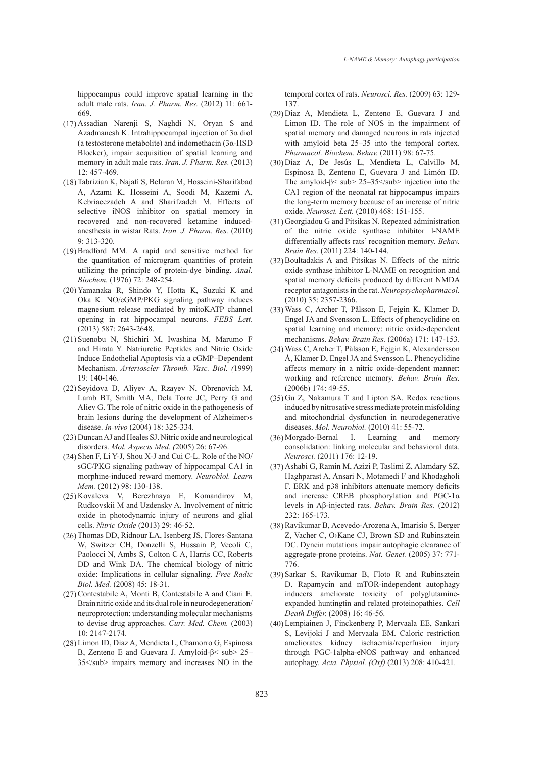hippocampus could improve spatial learning in the adult male rats. *Iran. J. Pharm. Res.* (2012) 11: 661-669.

(17) Assadian Narenji S, Naghdi N, Oryan S and Azadmanesh K. Intrahippocampal injection of 3α diol (a testosterone metabolite) and indomethacin (3α-HSD Blocker), impair acquisition of spatial learning and memory in adult male rats. *Iran. J. Pharm. Res.* (2013) 12: 457-469.

(18) Tabrizian K, Najafi S, Belaran M, Hosseini-Sharifabad A, Azami K, Hosseini A, Soodi M, Kazemi A, Kebriaeezadeh A and Sharifzadeh M. Effects of selective iNOS inhibitor on spatial memory in recovered and non-recovered ketamine induced-anesthesia in wistar Rats. *Iran. J. Pharm. Res.* (2010) 9: 313-320.

(19) Bradford MM. A rapid and sensitive method for the quantitation of microgram quantities of protein utilizing the principle of protein-dye binding. *Anal. Biochem.* (1976) 72: 248-254.

(20) Yamanaka R, Shindo Y, Hotta K, Suzuki K and Oka K. NO/cGMP/PKG signaling pathway induces magnesium release mediated by mitoKATP channel opening in rat hippocampal neurons. *FEBS Lett*. (2013) 587: 2643-2648.

(21) Suenobu N, Shichiri M, Iwashina M, Marumo F and Hirata Y. Natriuretic Peptides and Nitric Oxide Induce Endothelial Apoptosis via a cGMP–Dependent Mechanism. *Arterioscler Thromb. Vasc. Biol. (*1999) 19: 140-146.

(22) Seyidova D, Aliyev A, Rzayev N, Obrenovich M, Lamb BT, Smith MA, Dela Torre JC, Perry G and Aliev G. The role of nitric oxide in the pathogenesis of brain lesions during the development of Alzheimer›s disease. *In-vivo* (2004) 18: 325-334.

(23) Duncan AJ and Heales SJ. Nitric oxide and neurological disorders. *Mol. Aspects Med. (*2005) 26: 67-96.

(24) Shen F, Li Y-J, Shou X-J and Cui C-L. Role of the NO/sGC/PKG signaling pathway of hippocampal CA1 in morphine-induced reward memory. *Neurobiol. Learn Mem.* (2012) 98: 130-138.

(25) Kovaleva V, Berezhnaya E, Komandirov M, Rudkovskii M and Uzdensky A. Involvement of nitric oxide in photodynamic injury of neurons and glial cells. *Nitric Oxide* (2013) 29: 46-52.

(26) Thomas DD, Ridnour LA, Isenberg JS, Flores-Santana W, Switzer CH, Donzelli S, Hussain P, Vecoli C, Paolocci N, Ambs S, Colton C A, Harris CC, Roberts DD and Wink DA. The chemical biology of nitric oxide: Implications in cellular signaling. *Free Radic Biol. Med.* (2008) 45: 18-31.

(27) Contestabile A, Monti B, Contestabile A and Ciani E. Brain nitric oxide and its dual role in neurodegeneration/neuroprotection: understanding molecular mechanisms to devise drug approaches. *Curr. Med. Chem.* (2003) 10: 2147-2174.

(28) Limon ID, Díaz A, Mendieta L, Chamorro G, Espinosa B, Zenteno E and Guevara J. Amyloid-β< sub> 25–35</sub> impairs memory and increases NO in the temporal cortex of rats. *Neurosci. Res.* (2009) 63: 129-137.

(29) Diaz A, Mendieta L, Zenteno E, Guevara J and Limon ID. The role of NOS in the impairment of spatial memory and damaged neurons in rats injected with amyloid beta 25–35 into the temporal cortex. *Pharmacol. Biochem. Behav.* (2011) 98: 67-75.

(30) Díaz A, De Jesús L, Mendieta L, Calvillo M, Espinosa B, Zenteno E, Guevara J and Limón ID. The amyloid-β< sub> 25–35</sub> injection into the CA1 region of the neonatal rat hippocampus impairs the long-term memory because of an increase of nitric oxide. *Neurosci. Lett.* (2010) 468: 151-155.

(31) Georgiadou G and Pitsikas N. Repeated administration of the nitric oxide synthase inhibitor l-NAME differentially affects rats' recognition memory. *Behav. Brain Res.* (2011) 224: 140-144.

(32) Boultadakis A and Pitsikas N. Effects of the nitric oxide synthase inhibitor L-NAME on recognition and spatial memory deficits produced by different NMDA receptor antagonists in the rat. *Neuropsychopharmacol.* (2010) 35: 2357-2366.

(33) Wass C, Archer T, Pålsson E, Fejgin K, Klamer D, Engel JA and Svensson L. Effects of phencyclidine on spatial learning and memory: nitric oxide-dependent mechanisms. *Behav. Brain Res.* (2006a) 171: 147-153.

(34) Wass C, Archer T, Pålsson E, Fejgin K, Alexandersson Å, Klamer D, Engel JA and Svensson L. Phencyclidine affects memory in a nitric oxide-dependent manner: working and reference memory. *Behav. Brain Res.* (2006b) 174: 49-55.

(35) Gu Z, Nakamura T and Lipton SA. Redox reactions induced by nitrosative stress mediate protein misfolding and mitochondrial dysfunction in neurodegenerative diseases. *Mol. Neurobiol.* (2010) 41: 55-72.

(36) Morgado-Bernal I. Learning and memory consolidation: linking molecular and behavioral data. *Neurosci.* (2011) 176: 12-19.

(37) Ashabi G, Ramin M, Azizi P, Taslimi Z, Alamdary SZ, Haghparast A, Ansari N, Motamedi F and Khodagholi F. ERK and p38 inhibitors attenuate memory deficits and increase CREB phosphorylation and PGC-1α levels in Aβ-injected rats. *Behav. Brain Res.* (2012) 232: 165-173.

(38) Ravikumar B, Acevedo-Arozena A, Imarisio S, Berger Z, Vacher C, O›Kane CJ, Brown SD and Rubinsztein DC. Dynein mutations impair autophagic clearance of aggregate-prone proteins. *Nat. Genet.* (2005) 37: 771-776.

(39) Sarkar S, Ravikumar B, Floto R and Rubinsztein D. Rapamycin and mTOR-independent autophagy inducers ameliorate toxicity of polyglutamine-expanded huntingtin and related proteinopathies. *Cell Death Differ.* (2008) 16: 46-56.

(40) Lempiainen J, Finckenberg P, Mervaala EE, Sankari S, Levijoki J and Mervaala EM. Caloric restriction ameliorates kidney ischaemia/reperfusion injury through PGC-1alpha-eNOS pathway and enhanced autophagy. *Acta. Physiol. (Oxf)* (2013) 208: 410-421.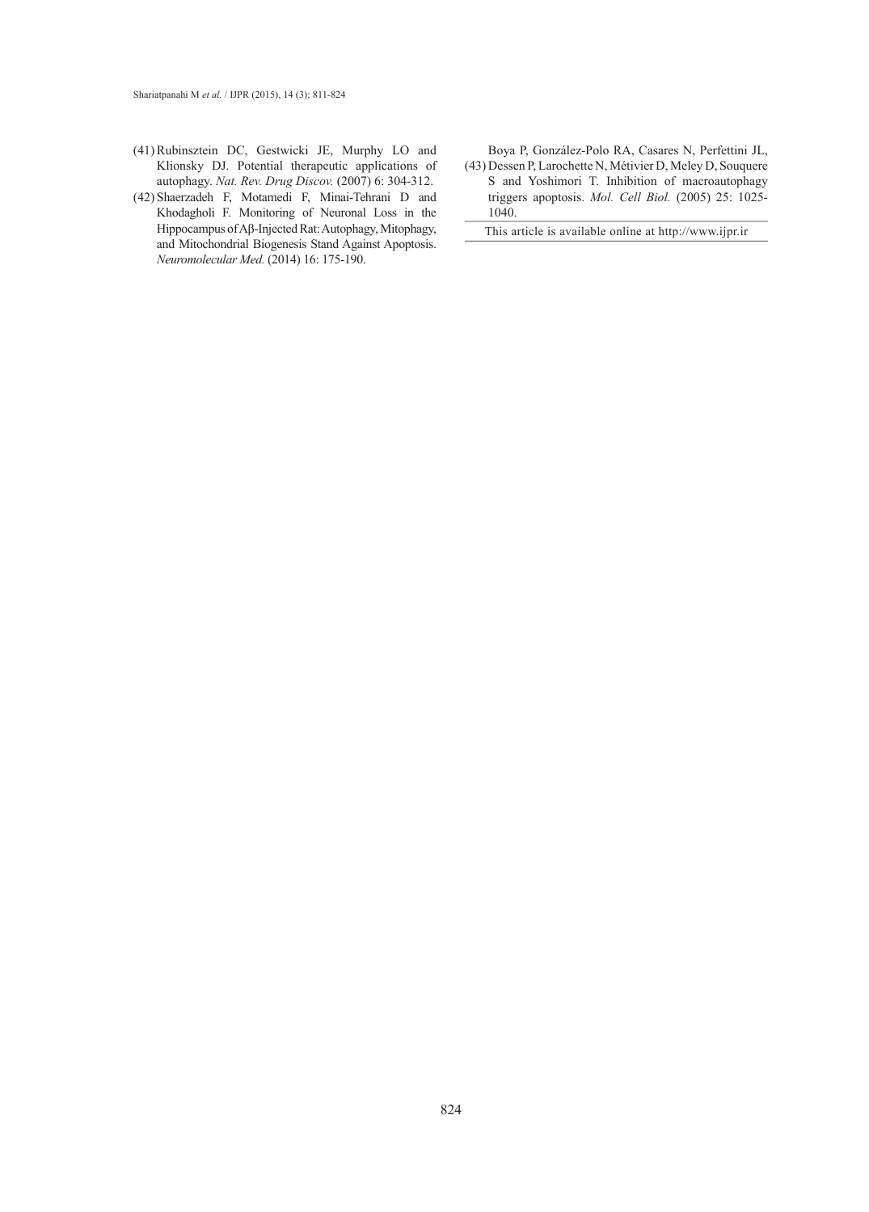(41) Rubinsztein DC, Gestwicki JE, Murphy LO and Klionsky DJ. Potential therapeutic applications of autophagy. *Nat. Rev. Drug Discov.* (2007) 6: 304-312.

(42) Shaerzadeh F, Motamedi F, Minai-Tehrani D and Khodagholi F. Monitoring of Neuronal Loss in the Hippocampus of Aβ-Injected Rat: Autophagy, Mitophagy, and Mitochondrial Biogenesis Stand Against Apoptosis. *Neuromolecular Med.* (2014) 16: 175-190.

(43) Boya P, González-Polo RA, Casares N, Perfettini JL, Dessen P, Larochette N, Métivier D, Meley D, Souquere S and Yoshimori T. Inhibition of macroautophagy triggers apoptosis. *Mol. Cell Biol.* (2005) 25: 1025-1040.

This article is available online at http://www.ijpr.ir